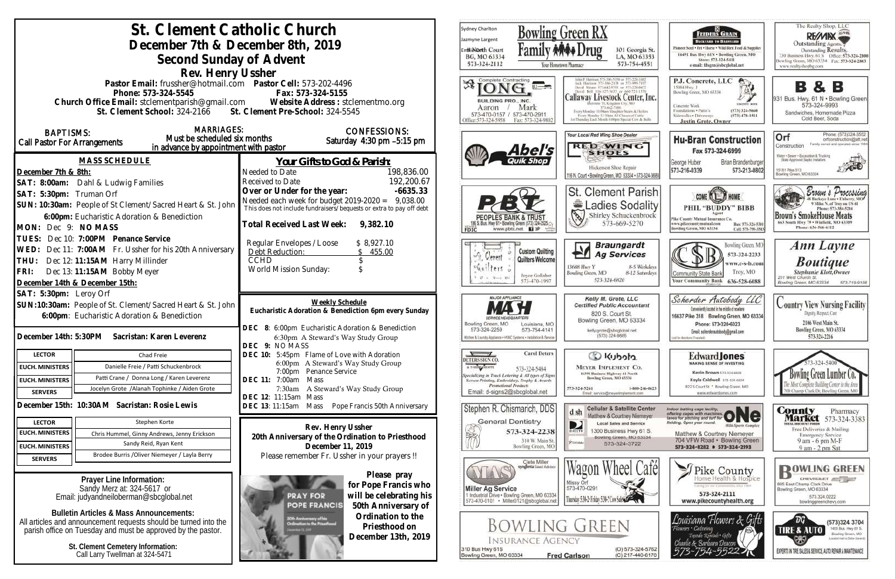# St. Clement Catholic Church

## December 7th & December 8th, 2019

## Second Sunday of Advent

### Rev. Henry Ussher

**Pastor Email:** frussher@hotmail.com **Pastor Cell:** 573-202-4496
**Phone:** 573-324-5545 **Fax:** 573-324-5155
**Church Office Email:** stclementparish@gmail.com **Website Address:** stclementmo.org
**St. Clement School:** 324-2166 **St. Clement Pre-School:** 324-5545

**BAPTISMS:** Call Pastor For Arrangements

**MARRIAGES:** Must be scheduled six months in advance by appointment with pastor

**CONFESSIONS:** Saturday 4:30 pm –5:15 pm

### MASS SCHEDULE

**December 7th & 8th:**
**SAT: 8:00am:** Dahl & Ludwig Families
**SAT: 5:30pm:** Truman Orf
**SUN: 10:30am:** People of St Clement/Sacred Heart & St. John
**6:00pm:** Eucharistic Adoration & Benediction
**MON:** Dec 9: **NO MASS**
**TUES:** Dec 10: **7:00PM Penance Service**
**WED:** Dec 11: **7:00AM** Fr. Ussher for his 20th Anniversary
**THU:** Dec 12: **11:15AM** Harry Millinder
**FRI:** Dec 13: **11:15AM** Bobby Meyer

**December 14th & December 15th:**
**SAT: 5:30pm:** Leroy Orf
**SUN: 10:30am:** People of St. Clement/Sacred Heart & St. John
**6:00pm:** Eucharistic Adoration & Benediction

**December 14th: 5:30PM Sacristan: Karen Leverenz**

| | |
|---|---|
| LECTOR | Chad Freie |
| EUCH. MINISTERS | Danielle Freie / Patti Schuckenbrock |
| EUCH. MINISTERS | Patti Crane / Donna Long / Karen Leverenz |
| SERVERS | Jocelyn Grote /Alanah Tophinke / Aiden Grote |

**December 15th: 10:30AM Sacristan: Rosie Lewis**

| | |
|---|---|
| LECTOR | Stephen Korte |
| EUCH. MINISTERS | Chris Hummel, Ginny Andrews, Jenny Erickson |
| EUCH. MINISTERS | Sandy Reid, Ryan Kent |
| SERVERS | Brodee Burris /Oliver Niemeyer / Layla Berry |

**Prayer Line Information:**
Sandy Merz at: 324-5617 or
Email: judyandneiloberman@sbcglobal.net

**Bulletin Articles & Mass Announcements:**
All articles and announcement requests should be turned into the parish office on Tuesday and must be approved by the pastor.

**St. Clement Cemetery Information:**
Call Larry Twellman at 324-5471

### Your Gifts to God & Parish:

| | |
|---|---|
| Needed to Date | 198,836.00 |
| Received to Date | 192,200.67 |
| **Over or Under for the year:** | **-6635.33** |
| Needed each week for budget 2019-2020 = | 9,038.00 |

This does not include fundraisers/bequests or extra to pay off debt

**Total Received Last Week: 9,382.10**

| | |
|---|---|
| Regular Envelopes / Loose | $ 8,927.10 |
| Debt Reduction: | $ 455.00 |
| CCHD | $ |
| World Mission Sunday: | $ |

### Weekly Schedule

**Eucharistic Adoration & Benediction 6pm every Sunday**

**DEC 8:** 6:00pm Eucharistic Adoration & Benediction
6:30pm A Steward's Way Study Group
**DEC 9:** NO MASS
**DEC 10:** 5:45pm Flame of Love with Adoration
6:00pm A Steward's Way Study Group
7:00pm Penance Service
**DEC 11:** 7:00am Mass
7:30am A Steward's Way Study Group
**DEC 12:** 11:15am Mass
**DEC 13:** 11:15am Mass Pope Francis 50th Anniversary

**Rev. Henry Ussher**
**20th Anniversary of the Ordination to Priesthood**
**December 11, 2019**
Please remember Fr. Ussher in your prayers !!

PRAY FOR POPE FRANCIS

**Please pray for Pope Francis who will be celebrating his 50th Anniversary of Ordination to the Priesthood on December 13th, 2019**

---

Sydney Charlton, Jazmyne Largent, Emilie North — Bowling Green RX, 8 North Court, BG, MO 63334, 573-324-2112 — Family Drug, 301 Georgia St., LA, MO 63353, 573-754-4551 — Your Hometown Pharmacy

Feeders Grain — Backyard to Barnyard — Pioneer Seed • Pet • Horse • Wild Bird Feed & Supplies — 16491 Bus Hwy 61N • Bowling Green, MO — Store: 573-324-5411 — e-mail: fdsgrn@sbcglobal.net

The Realty Shop, LLC — RE/MAX — Outstanding Agents. Outstanding Results. — 730 Business Hwy. 61 S, Bowling Green, MO 63334 — Office: 573-324-2800 — Fax: 573-324-2863 — www.realtyshopbg.com

Complete Contracting — LONG Building Pro., Inc. — Aaron / Mark — 573-470-0157 / 573-470-2911 — Office: 573-324-5958 — Fax: 573-324-9802

Callaway Livestock Center, Inc.

P.J. Concrete, LLC — 15084 Hwy. J, Bowling Green, MO 63334 — Concrete Work, Foundations • Patio's, Sidewalks • Driveways — (573) 324-5660, (573) 470-1511 — Justin Grote, Owner

B & B — 931 Bus. Hwy. 61 N • Bowling Green — 573-324-9993 — Sandwiches, Homemade Pizza, Cold Beer, Soda

Abel's Quik Shop

Your Local Red Wing Shoe Dealer — Red Wing Shoes — Hickerson Shoe Repair — 116 N. Court • Bowling Green, MO 63334 • 573-324-3688

Hu-Bran Construction — Fax 573-324-6999 — George Huber 573-216-0339 — Brian Brandenburger 573-213-0802

Orf Construction — Phone: (573)324-3552 — orfconstruction@att.net — Family owned and operated since 1964 — Water • Sewer • Excavation & Trucking — State Approved Septic Installers — 15181 Pike 313, Bowling Green, MO 63334

PBT — Peoples Bank & Trust — 106 S. Bus. Hwy 61 • Bowling Green (573) 324-2525 — www.pbtc.net — FDIC

St. Clement Parish Ladies Sodality — Shirley Schuckenbrock — 573-669-5270

Come Home — Phil "Buddy" Bibb, Agent — Pike County Mutual Insurance Co. — www.pikecountymutual.com — Bowling Green, MO 63334 — Bus: 573-324-5301 — Cell: 573-795-3593

Brown's Processing — 26 Buckeye Lane • Eolia, MO — 9 Miles N. of Troy on US 61 — Phone: 573-324-5284 — Brown's SmokeHouse Meats — 663 South Hwy 79 • Winfield, MO 63389 — Phone: 636-566-6112

St. Clement Quilters — Custom Quilting, Quilters Welcome — Joyce Gollaher 573-470-1997

Braungardt Ag Services — 13688 Hwy Y, Bowling Green, MO — 8-5 Weekdays, 8-12 Saturdays — 573-324-6820

Community State Bank — Bowling Green, MO — 573-324-2233 — www.c-s-b.com — Troy, MO — 636-528-6688 — Your Community Bank

Ann Layne Boutique — Stephanie Klott, Owner — 211 West Church St., Bowling Green, MO 63334 — 573-719-9108

Major Appliance — MASH — Service Headquarters — Bowling Green, MO 573-324-2259 — Louisiana, MO 573-754-4141 — Kitchen & Laundry Appliance • HVAC Systems • Installation & Service

Kelly M. Grote, LLC — Certified Public Accountant — 820 S. Court St., Bowling Green, MO 63334 — kellygrote@sbcglobal.net — (573) 324-9885

Scherder Autobody LLC — Conveniently located in the middle of nowhere — 16637 Pike 318 Bowling Green, MO 63334 — Phone: 573+324+6023 — Email: scherderautobody@gmail.com

Country View Nursing Facility — Dignity, Respect, Care — 2106 West Main St., Bowling Green, MO 63334 — 573-324-2216

Deters Sign Co. — Carol Deters — 573-324-5484 — Specializing in Truck Lettering & All types of Signs, Screen Printing, Embroidery, Trophy & Awards, Promotional Products — Email: d-signs2@sbcglobal.net

Kubota — Meyer Implement Co. — 16398 Business Highway 61 North, Bowling Green, MO 63334 — 573-324-5261 — 1-800-246-0623 — Email: service@meyerimplement.com

Edward Jones — Making Sense of Investing — Kevin Brown 573-324-6604 — Kayla Caldwell 573-324-6604 — 822 S Court St • Bowling Green, MO — www.edwardjones.com

Bowling Green Lumber Co. — 573-324-5400 — The Most Complete Building Center in the Area — 700 Champ Clark Dr, Bowling Green, MO

Stephen R. Chismarich, DDS — General Dentistry — 573-324-2238 — 310 W. Main St., Bowling Green, MO

Cellular & Satellite Center — Matthew & Courtney Niemeyer — Local Sales and Service — 1300 Business Hwy 61 S, Bowling Green, MO 63334 — 573-324-3722

ONE — Indoor batting cage facility, offering cages with machines, lanes for pitching and turf for fielding. Open year round. — Multi-Sports Complex — Matthew & Courtney Niemeyer — 704 VFW Road • Bowling Green — 573-324-8282 • 573-324-2193

County Market — Pharmacy 573-324-3383 — Free Deliveries & Mailing, Emergency Service — 9 am - 6 pm M-F, 9 am - 2 pm Sat

MFA — Clete Miller, Syngenta Seed Advisor — Miller Ag Service — 1 Industrial Drive • Bowling Green, MO 63334 — 573-470-0101 • Miller0121@sbcglobal.net

Wagon Wheel Café — Missy Orf — 573-470-0291 — Thursday 5:30-2; Friday 5:30-7; Cow Sale

Pike County Home Health & Hospice — 573-324-2111 — www.pikecountyhealth.org

Bowling Green Chevrolet — 805 East Champ Clark Drive, Bowling Green, MO 63334 — 573.324.0222 — bowlinggreenchevy.com

Bowling Green Insurance Agency — 310 Bus Hwy 61S, Bowling Green, MO 63334 — Fred Carlson — (O) 573-324-5762 — (C) 217-440-6170

Louisiana Flowers & Gifts — Flowers • Catering, Tuxedo Rentals • Gifts — Charlie & Barbara Deacon — 573-754-5522

BG Tire & Auto — (573)324.3704 — 1400 Bus. Hwy 61 S, Bowling Green, MO — Experts in Tire Sales & Service, Auto Repair & Maintenance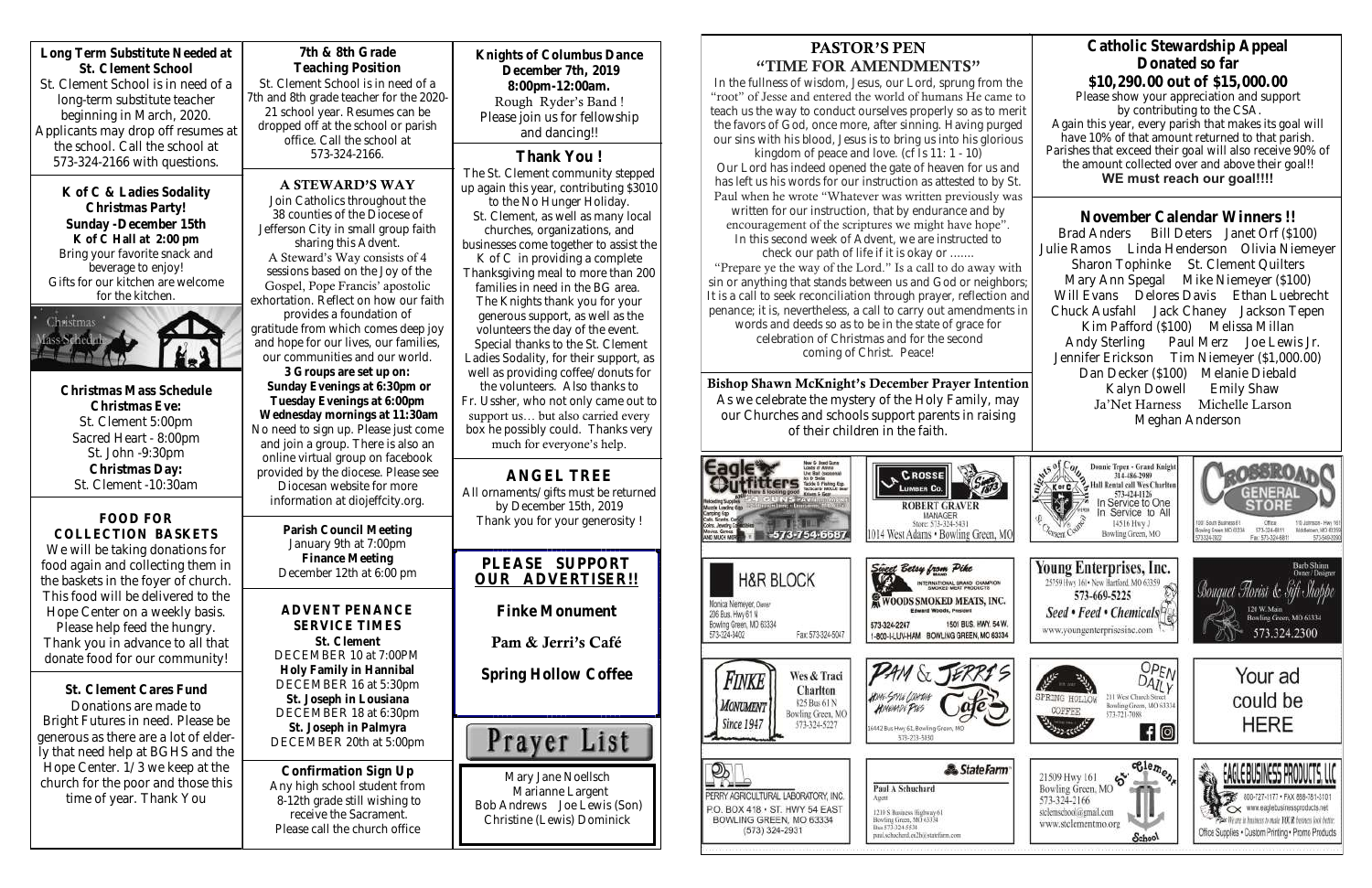## Long Term Substitute Needed at St. Clement School

St. Clement School is in need of a long-term substitute teacher beginning in March, 2020. Applicants may drop off resumes at the school. Call the school at 573-324-2166 with questions.

## K of C & Ladies Sodality Christmas Party!

**Sunday -December 15th**
**K of C Hall at 2:00 pm**

Bring your favorite snack and beverage to enjoy!
Gifts for our kitchen are welcome for the kitchen.

## Christmas Mass Schedule

**Christmas Eve:**
St. Clement 5:00pm
Sacred Heart - 8:00pm
St. John -9:30pm

**Christmas Day:**
St. Clement -10:30am

## FOOD FOR COLLECTION BASKETS

We will be taking donations for food again and collecting them in the baskets in the foyer of church. This food will be delivered to the Hope Center on a weekly basis. Please help feed the hungry. Thank you in advance to all that donate food for our community!

## St. Clement Cares Fund

Donations are made to Bright Futures in need. Please be generous as there are a lot of elderly that need help at BGHS and the Hope Center. 1/3 we keep at the church for the poor and those this time of year. Thank You

## 7th & 8th Grade Teaching Position

St. Clement School is in need of a 7th and 8th grade teacher for the 2020-21 school year. Resumes can be dropped off at the school or parish office. Call the school at 573-324-2166.

## A STEWARD'S WAY

Join Catholics throughout the 38 counties of the Diocese of Jefferson City in small group faith sharing this Advent.

A Steward's Way consists of 4 sessions based on the Joy of the Gospel, Pope Francis' apostolic exhortation. Reflect on how our faith provides a foundation of gratitude from which comes deep joy and hope for our lives, our families, our communities and our world.

**3 Groups are set up on:**
**Sunday Evenings at 6:30pm or**
**Tuesday Evenings at 6:00pm**
**Wednesday mornings at 11:30am**

No need to sign up. Please just come and join a group. There is also an online virtual group on facebook provided by the diocese. Please see Diocesan website for more information at diojeffcity.org.

**Parish Council Meeting**
January 9th at 7:00pm
**Finance Meeting**
December 12th at 6:00 pm

## ADVENT PENANCE SERVICE TIMES

**St. Clement**
DECEMBER 10 at 7:00PM
**Holy Family in Hannibal**
DECEMBER 16 at 5:30pm
**St. Joseph in Lousiana**
DECEMBER 18 at 6:30pm
**St. Joseph in Palmyra**
DECEMBER 20th at 5:00pm

## Confirmation Sign Up

Any high school student from 8-12th grade still wishing to receive the Sacrament. Please call the church office

## Knights of Columbus Dance

**December 7th, 2019**
**8:00pm-12:00am.**
Rough Ryder's Band !
Please join us for fellowship and dancing!!

## Thank You !

The St. Clement community stepped up again this year, contributing $3010 to the No Hunger Holiday. St. Clement, as well as many local churches, organizations, and businesses come together to assist the K of C in providing a complete Thanksgiving meal to more than 200 families in need in the BG area. The Knights thank you for your generous support, as well as the volunteers the day of the event. Special thanks to the St. Clement Ladies Sodality, for their support, as well as providing coffee/donuts for the volunteers. Also thanks to Fr. Ussher, who not only came out to support us… but also carried every box he possibly could. Thanks very much for everyone's help.

## ANGEL TREE

All ornaments/gifts must be returned by December 15th, 2019
Thank you for your generosity !

## PLEASE SUPPORT OUR ADVERTISER!!

**Finke Monument**

**Pam & Jerri's Café**

**Spring Hollow Coffee**

## Prayer List

Mary Jane Noellsch
Marianne Largent
Bob Andrews Joe Lewis (Son)
Christine (Lewis) Dominick

## PASTOR'S PEN "TIME FOR AMENDMENTS"

In the fullness of wisdom, Jesus, our Lord, sprung from the "root" of Jesse and entered the world of humans He came to teach us the way to conduct ourselves properly so as to merit the favors of God, once more, after sinning. Having purged our sins with his blood, Jesus is to bring us into his glorious kingdom of peace and love. (cf Is 11: 1 - 10)

Our Lord has indeed opened the gate of heaven for us and has left us his words for our instruction as attested to by St. Paul when he wrote "Whatever was written previously was written for our instruction, that by endurance and by encouragement of the scriptures we might have hope". In this second week of Advent, we are instructed to check our path of life if it is okay or …….

"Prepare ye the way of the Lord." Is a call to do away with sin or anything that stands between us and God or neighbors; It is a call to seek reconciliation through prayer, reflection and penance; it is, nevertheless, a call to carry out amendments in words and deeds so as to be in the state of grace for celebration of Christmas and for the second coming of Christ. Peace!

## Bishop Shawn McKnight's December Prayer Intention

As we celebrate the mystery of the Holy Family, may our Churches and schools support parents in raising of their children in the faith.

## Catholic Stewardship Appeal Donated so far $10,290.00 out of $15,000.00

Please show your appreciation and support by contributing to the CSA.
Again this year, every parish that makes its goal will have 10% of that amount returned to that parish. Parishes that exceed their goal will also receive 90% of the amount collected over and above their goal!!
**WE must reach our goal!!!!**

## November Calendar Winners !!

Brad Anders Bill Deters Janet Orf ($100)
Julie Ramos Linda Henderson Olivia Niemeyer
Sharon Tophinke St. Clement Quilters
Mary Ann Spegal Mike Niemeyer ($100)
Will Evans Delores Davis Ethan Luebrecht
Chuck Ausfahl Jack Chaney Jackson Tepen
Kim Pafford ($100) Melissa Millan
Andy Sterling Paul Merz Joe Lewis Jr.
Jennifer Erickson Tim Niemeyer ($1,000.00)
Dan Decker ($100) Melanie Diebald
Kalyn Dowell Emily Shaw
Ja'Net Harness Michelle Larson
Meghan Anderson